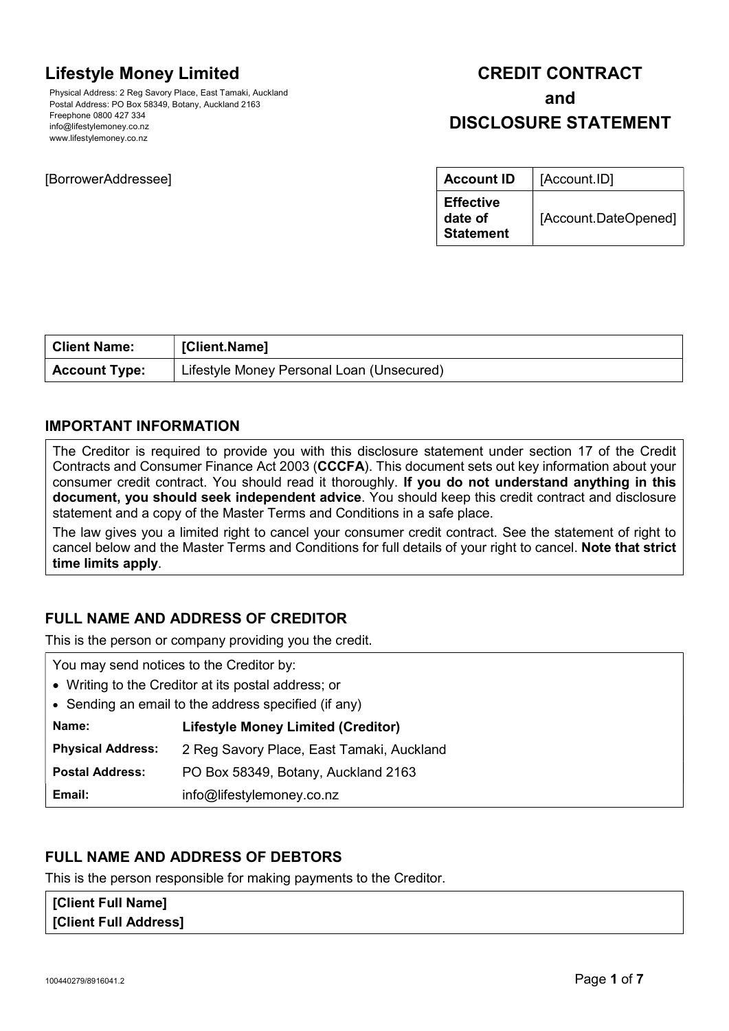# Lifestyle Money Limited

Physical Address: 2 Reg Savory Place, East Tamaki, Auckland
Postal Address: PO Box 58349, Botany, Auckland 2163
Freephone 0800 427 334
info@lifestylemoney.co.nz
www.lifestylemoney.co.nz

# CREDIT CONTRACT and DISCLOSURE STATEMENT

[BorrowerAddressee]

| **Account ID** | [Account.ID] |
|---|---|
| **Effective date of Statement** | [Account.DateOpened] |

| **Client Name:** | **[Client.Name]** |
|---|---|
| **Account Type:** | Lifestyle Money Personal Loan (Unsecured) |

## IMPORTANT INFORMATION

The Creditor is required to provide you with this disclosure statement under section 17 of the Credit Contracts and Consumer Finance Act 2003 (**CCCFA**). This document sets out key information about your consumer credit contract. You should read it thoroughly. **If you do not understand anything in this document, you should seek independent advice**. You should keep this credit contract and disclosure statement and a copy of the Master Terms and Conditions in a safe place.

The law gives you a limited right to cancel your consumer credit contract. See the statement of right to cancel below and the Master Terms and Conditions for full details of your right to cancel. **Note that strict time limits apply**.

## FULL NAME AND ADDRESS OF CREDITOR

This is the person or company providing you the credit.

You may send notices to the Creditor by:

- Writing to the Creditor at its postal address; or
- Sending an email to the address specified (if any)

| | |
|---|---|
| **Name:** | **Lifestyle Money Limited (Creditor)** |
| **Physical Address:** | 2 Reg Savory Place, East Tamaki, Auckland |
| **Postal Address:** | PO Box 58349, Botany, Auckland 2163 |
| **Email:** | info@lifestylemoney.co.nz |

## FULL NAME AND ADDRESS OF DEBTORS

This is the person responsible for making payments to the Creditor.

**[Client Full Name]**
**[Client Full Address]**

100440279/8916041.2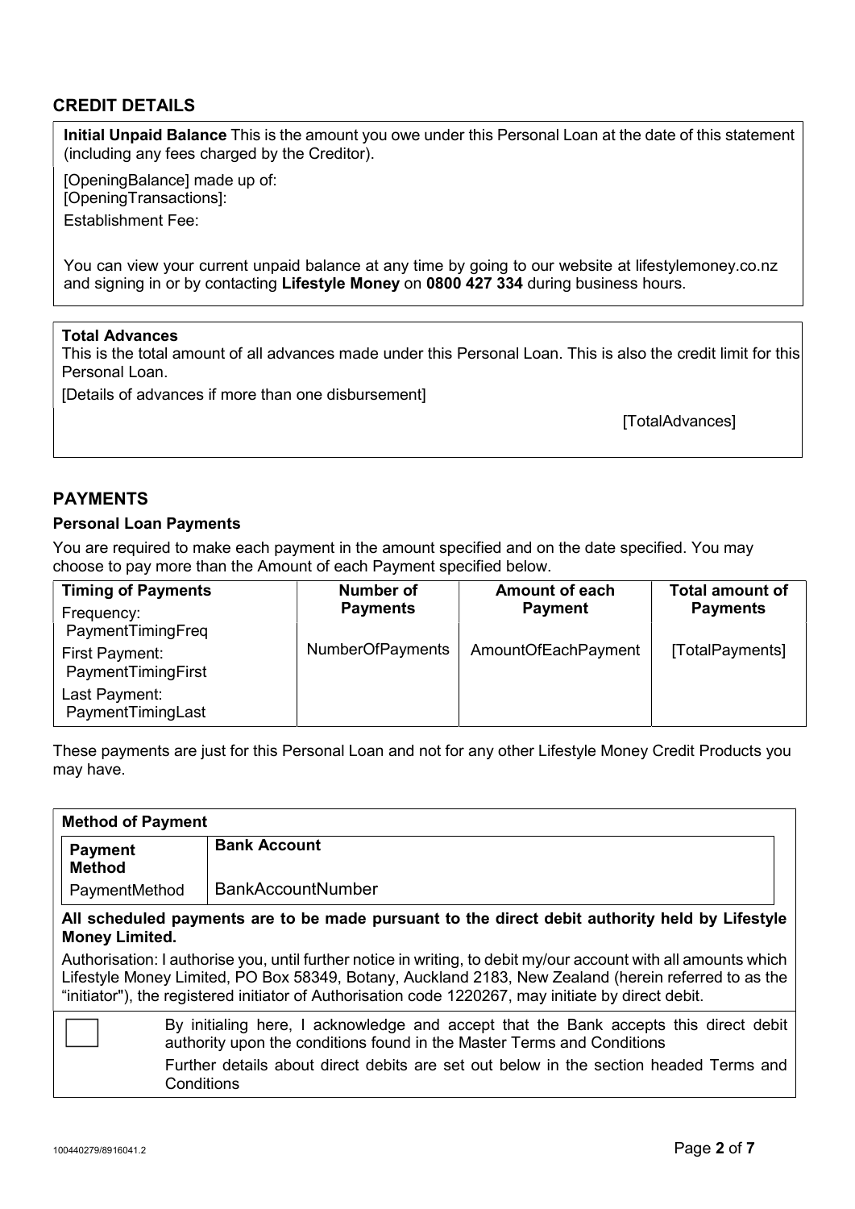## CREDIT DETAILS

**Initial Unpaid Balance** This is the amount you owe under this Personal Loan at the date of this statement (including any fees charged by the Creditor).

[OpeningBalance] made up of:
[OpeningTransactions]:
Establishment Fee:

You can view your current unpaid balance at any time by going to our website at lifestylemoney.co.nz and signing in or by contacting **Lifestyle Money** on **0800 427 334** during business hours.

**Total Advances**
This is the total amount of all advances made under this Personal Loan. This is also the credit limit for this Personal Loan.

[Details of advances if more than one disbursement]

[TotalAdvances]

## PAYMENTS

### Personal Loan Payments

You are required to make each payment in the amount specified and on the date specified. You may choose to pay more than the Amount of each Payment specified below.

| Timing of Payments | Number of Payments | Amount of each Payment | Total amount of Payments |
|---|---|---|---|
| Frequency: PaymentTimingFreq<br>First Payment: PaymentTimingFirst<br>Last Payment: PaymentTimingLast | NumberOfPayments | AmountOfEachPayment | [TotalPayments] |

These payments are just for this Personal Loan and not for any other Lifestyle Money Credit Products you may have.

**Method of Payment**

| Payment Method | Bank Account |
|---|---|
| PaymentMethod | BankAccountNumber |

**All scheduled payments are to be made pursuant to the direct debit authority held by Lifestyle Money Limited.**

Authorisation: I authorise you, until further notice in writing, to debit my/our account with all amounts which Lifestyle Money Limited, PO Box 58349, Botany, Auckland 2183, New Zealand (herein referred to as the "initiator"), the registered initiator of Authorisation code 1220267, may initiate by direct debit.

☐ By initialing here, I acknowledge and accept that the Bank accepts this direct debit authority upon the conditions found in the Master Terms and Conditions

Further details about direct debits are set out below in the section headed Terms and Conditions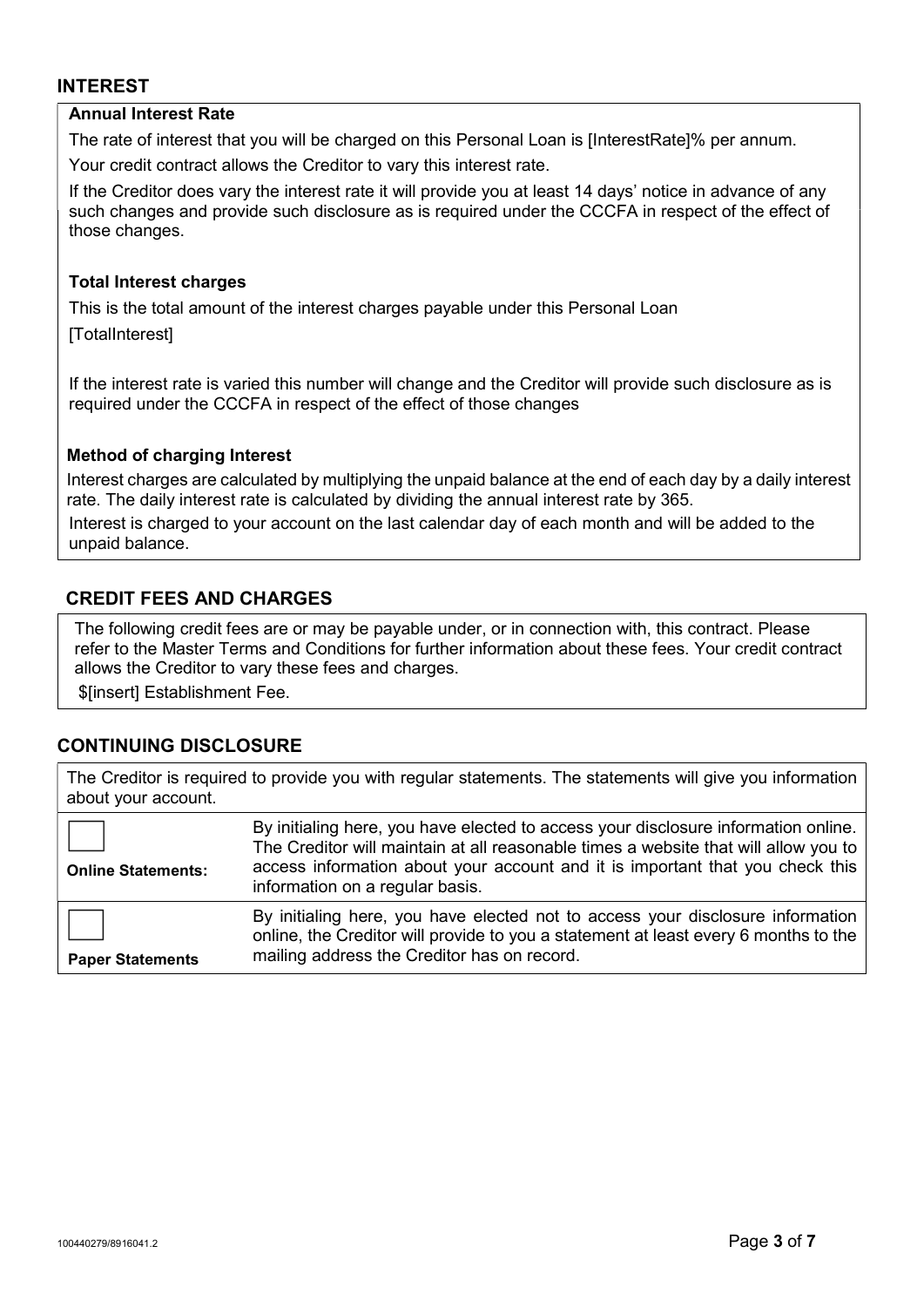## INTEREST

**Annual Interest Rate**

The rate of interest that you will be charged on this Personal Loan is [InterestRate]% per annum.

Your credit contract allows the Creditor to vary this interest rate.

If the Creditor does vary the interest rate it will provide you at least 14 days' notice in advance of any such changes and provide such disclosure as is required under the CCCFA in respect of the effect of those changes.

**Total Interest charges**

This is the total amount of the interest charges payable under this Personal Loan

[TotalInterest]

If the interest rate is varied this number will change and the Creditor will provide such disclosure as is required under the CCCFA in respect of the effect of those changes

**Method of charging Interest**

Interest charges are calculated by multiplying the unpaid balance at the end of each day by a daily interest rate. The daily interest rate is calculated by dividing the annual interest rate by 365.

Interest is charged to your account on the last calendar day of each month and will be added to the unpaid balance.

## CREDIT FEES AND CHARGES

The following credit fees are or may be payable under, or in connection with, this contract. Please refer to the Master Terms and Conditions for further information about these fees. Your credit contract allows the Creditor to vary these fees and charges.

$[insert] Establishment Fee.

## CONTINUING DISCLOSURE

The Creditor is required to provide you with regular statements. The statements will give you information about your account.

| | |
|---|---|
| ☐ **Online Statements:** | By initialing here, you have elected to access your disclosure information online. The Creditor will maintain at all reasonable times a website that will allow you to access information about your account and it is important that you check this information on a regular basis. |
| ☐ **Paper Statements** | By initialing here, you have elected not to access your disclosure information online, the Creditor will provide to you a statement at least every 6 months to the mailing address the Creditor has on record. |

100440279/8916041.2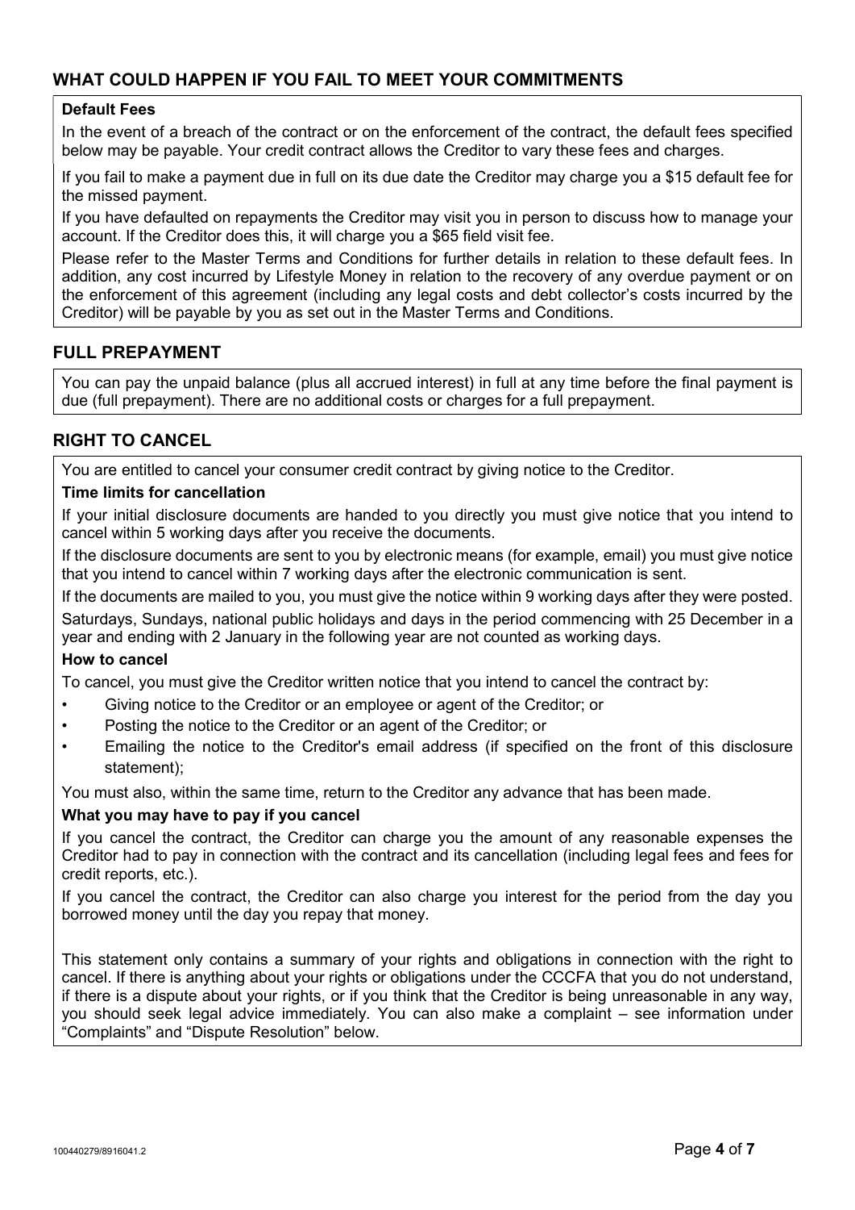## WHAT COULD HAPPEN IF YOU FAIL TO MEET YOUR COMMITMENTS

**Default Fees**

In the event of a breach of the contract or on the enforcement of the contract, the default fees specified below may be payable. Your credit contract allows the Creditor to vary these fees and charges.

If you fail to make a payment due in full on its due date the Creditor may charge you a $15 default fee for the missed payment.

If you have defaulted on repayments the Creditor may visit you in person to discuss how to manage your account. If the Creditor does this, it will charge you a $65 field visit fee.

Please refer to the Master Terms and Conditions for further details in relation to these default fees. In addition, any cost incurred by Lifestyle Money in relation to the recovery of any overdue payment or on the enforcement of this agreement (including any legal costs and debt collector's costs incurred by the Creditor) will be payable by you as set out in the Master Terms and Conditions.

## FULL PREPAYMENT

You can pay the unpaid balance (plus all accrued interest) in full at any time before the final payment is due (full prepayment). There are no additional costs or charges for a full prepayment.

## RIGHT TO CANCEL

You are entitled to cancel your consumer credit contract by giving notice to the Creditor.

**Time limits for cancellation**

If your initial disclosure documents are handed to you directly you must give notice that you intend to cancel within 5 working days after you receive the documents.

If the disclosure documents are sent to you by electronic means (for example, email) you must give notice that you intend to cancel within 7 working days after the electronic communication is sent.

If the documents are mailed to you, you must give the notice within 9 working days after they were posted.

Saturdays, Sundays, national public holidays and days in the period commencing with 25 December in a year and ending with 2 January in the following year are not counted as working days.

**How to cancel**

To cancel, you must give the Creditor written notice that you intend to cancel the contract by:

- Giving notice to the Creditor or an employee or agent of the Creditor; or
- Posting the notice to the Creditor or an agent of the Creditor; or
- Emailing the notice to the Creditor's email address (if specified on the front of this disclosure statement);

You must also, within the same time, return to the Creditor any advance that has been made.

**What you may have to pay if you cancel**

If you cancel the contract, the Creditor can charge you the amount of any reasonable expenses the Creditor had to pay in connection with the contract and its cancellation (including legal fees and fees for credit reports, etc.).

If you cancel the contract, the Creditor can also charge you interest for the period from the day you borrowed money until the day you repay that money.

This statement only contains a summary of your rights and obligations in connection with the right to cancel. If there is anything about your rights or obligations under the CCCFA that you do not understand, if there is a dispute about your rights, or if you think that the Creditor is being unreasonable in any way, you should seek legal advice immediately. You can also make a complaint – see information under "Complaints" and "Dispute Resolution" below.

100440279/8916041.2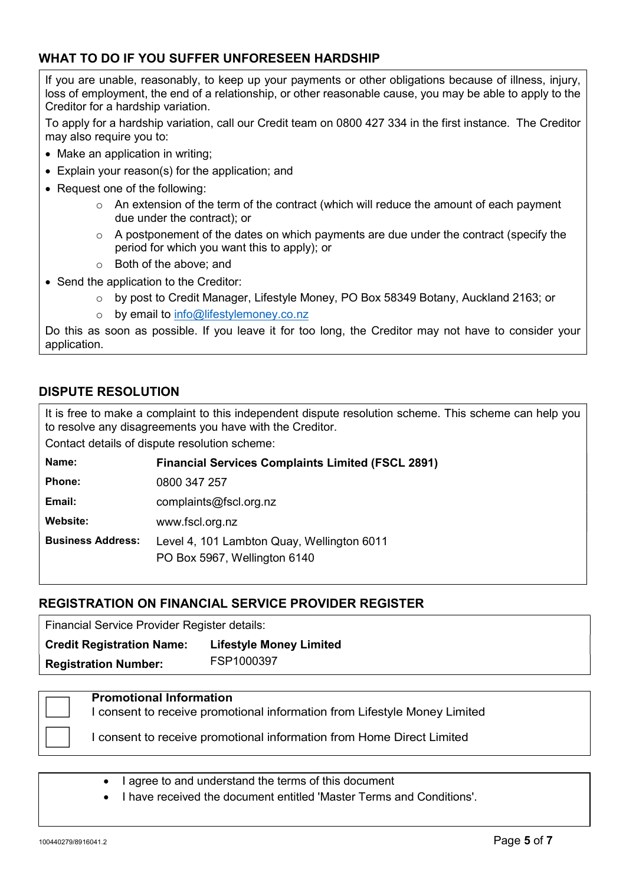## WHAT TO DO IF YOU SUFFER UNFORESEEN HARDSHIP

If you are unable, reasonably, to keep up your payments or other obligations because of illness, injury, loss of employment, the end of a relationship, or other reasonable cause, you may be able to apply to the Creditor for a hardship variation.

To apply for a hardship variation, call our Credit team on 0800 427 334 in the first instance. The Creditor may also require you to:

- Make an application in writing;
- Explain your reason(s) for the application; and
- Request one of the following:
  - An extension of the term of the contract (which will reduce the amount of each payment due under the contract); or
  - A postponement of the dates on which payments are due under the contract (specify the period for which you want this to apply); or
  - Both of the above; and
- Send the application to the Creditor:
  - by post to Credit Manager, Lifestyle Money, PO Box 58349 Botany, Auckland 2163; or
  - by email to info@lifestylemoney.co.nz

Do this as soon as possible. If you leave it for too long, the Creditor may not have to consider your application.

## DISPUTE RESOLUTION

It is free to make a complaint to this independent dispute resolution scheme. This scheme can help you to resolve any disagreements you have with the Creditor.

Contact details of dispute resolution scheme:

| | |
|---|---|
| **Name:** | **Financial Services Complaints Limited (FSCL 2891)** |
| **Phone:** | 0800 347 257 |
| **Email:** | complaints@fscl.org.nz |
| **Website:** | www.fscl.org.nz |
| **Business Address:** | Level 4, 101 Lambton Quay, Wellington 6011<br>PO Box 5967, Wellington 6140 |

## REGISTRATION ON FINANCIAL SERVICE PROVIDER REGISTER

Financial Service Provider Register details:

| | |
|---|---|
| **Credit Registration Name:** | **Lifestyle Money Limited** |
| **Registration Number:** | FSP1000397 |

**Promotional Information**

☐ I consent to receive promotional information from Lifestyle Money Limited

☐ I consent to receive promotional information from Home Direct Limited

- I agree to and understand the terms of this document
- I have received the document entitled 'Master Terms and Conditions'.

100440279/8916041.2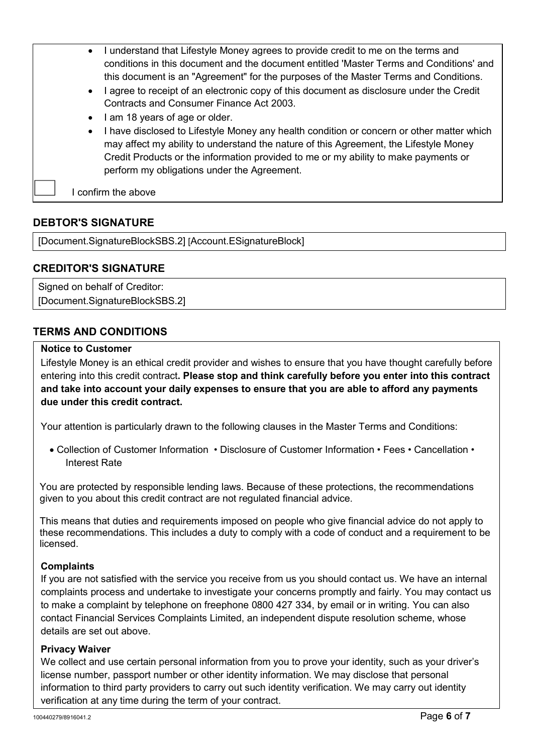- I understand that Lifestyle Money agrees to provide credit to me on the terms and conditions in this document and the document entitled 'Master Terms and Conditions' and this document is an "Agreement" for the purposes of the Master Terms and Conditions.
- I agree to receipt of an electronic copy of this document as disclosure under the Credit Contracts and Consumer Finance Act 2003.
- I am 18 years of age or older.
- I have disclosed to Lifestyle Money any health condition or concern or other matter which may affect my ability to understand the nature of this Agreement, the Lifestyle Money Credit Products or the information provided to me or my ability to make payments or perform my obligations under the Agreement.

☐ I confirm the above

## DEBTOR'S SIGNATURE

[Document.SignatureBlockSBS.2] [Account.ESignatureBlock]

## CREDITOR'S SIGNATURE

Signed on behalf of Creditor:
[Document.SignatureBlockSBS.2]

## TERMS AND CONDITIONS

**Notice to Customer**

Lifestyle Money is an ethical credit provider and wishes to ensure that you have thought carefully before entering into this credit contract. **Please stop and think carefully before you enter into this contract and take into account your daily expenses to ensure that you are able to afford any payments due under this credit contract.**

Your attention is particularly drawn to the following clauses in the Master Terms and Conditions:

- Collection of Customer Information • Disclosure of Customer Information • Fees • Cancellation • Interest Rate

You are protected by responsible lending laws. Because of these protections, the recommendations given to you about this credit contract are not regulated financial advice.

This means that duties and requirements imposed on people who give financial advice do not apply to these recommendations. This includes a duty to comply with a code of conduct and a requirement to be licensed.

**Complaints**

If you are not satisfied with the service you receive from us you should contact us. We have an internal complaints process and undertake to investigate your concerns promptly and fairly. You may contact us to make a complaint by telephone on freephone 0800 427 334, by email or in writing. You can also contact Financial Services Complaints Limited, an independent dispute resolution scheme, whose details are set out above.

**Privacy Waiver**

We collect and use certain personal information from you to prove your identity, such as your driver's license number, passport number or other identity information. We may disclose that personal information to third party providers to carry out such identity verification. We may carry out identity verification at any time during the term of your contract.

100440279/8916041.2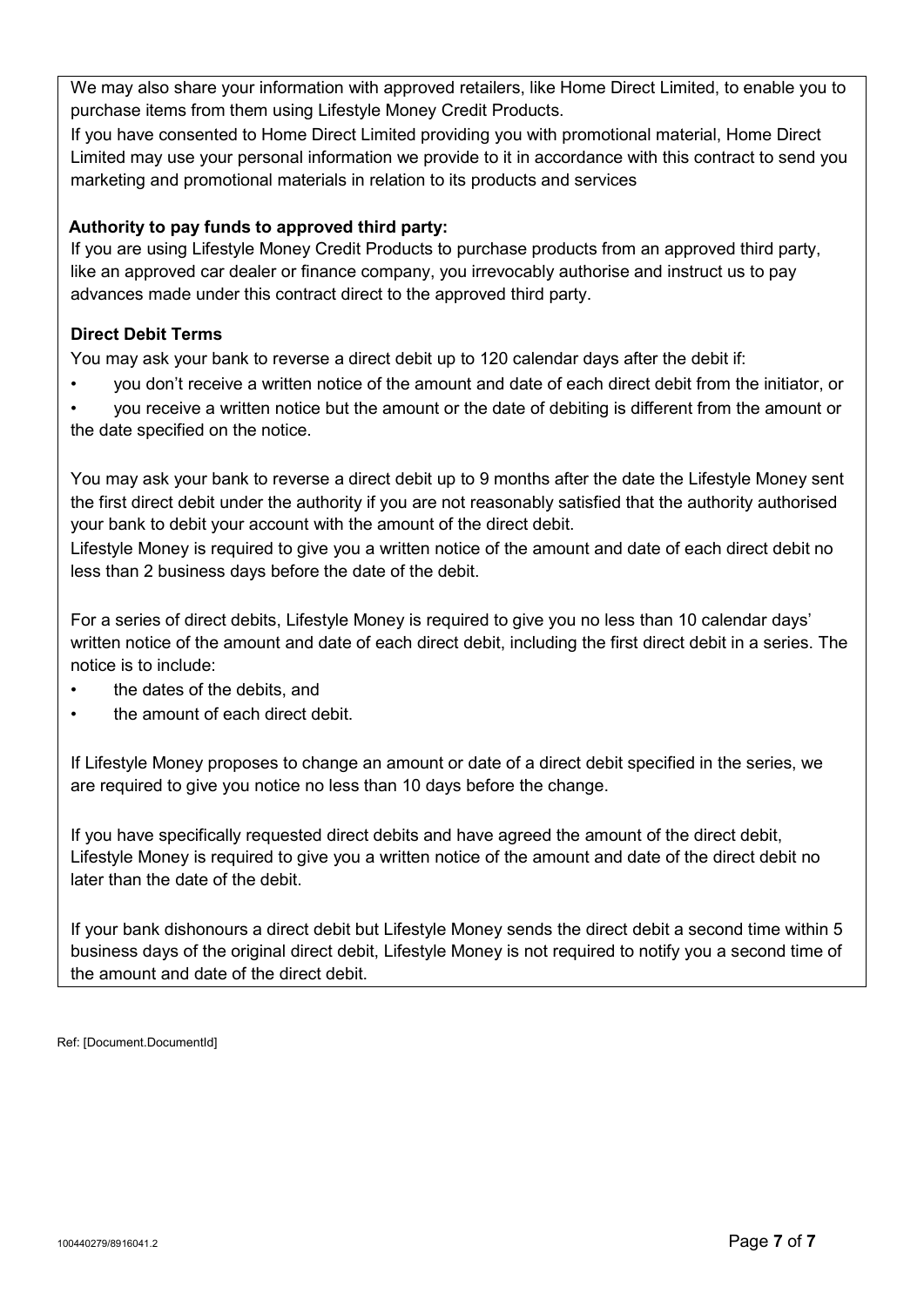We may also share your information with approved retailers, like Home Direct Limited, to enable you to purchase items from them using Lifestyle Money Credit Products.

If you have consented to Home Direct Limited providing you with promotional material, Home Direct Limited may use your personal information we provide to it in accordance with this contract to send you marketing and promotional materials in relation to its products and services

**Authority to pay funds to approved third party:**

If you are using Lifestyle Money Credit Products to purchase products from an approved third party, like an approved car dealer or finance company, you irrevocably authorise and instruct us to pay advances made under this contract direct to the approved third party.

**Direct Debit Terms**

You may ask your bank to reverse a direct debit up to 120 calendar days after the debit if:

- you don't receive a written notice of the amount and date of each direct debit from the initiator, or
- you receive a written notice but the amount or the date of debiting is different from the amount or the date specified on the notice.

You may ask your bank to reverse a direct debit up to 9 months after the date the Lifestyle Money sent the first direct debit under the authority if you are not reasonably satisfied that the authority authorised your bank to debit your account with the amount of the direct debit.

Lifestyle Money is required to give you a written notice of the amount and date of each direct debit no less than 2 business days before the date of the debit.

For a series of direct debits, Lifestyle Money is required to give you no less than 10 calendar days' written notice of the amount and date of each direct debit, including the first direct debit in a series. The notice is to include:

- the dates of the debits, and
- the amount of each direct debit.

If Lifestyle Money proposes to change an amount or date of a direct debit specified in the series, we are required to give you notice no less than 10 days before the change.

If you have specifically requested direct debits and have agreed the amount of the direct debit, Lifestyle Money is required to give you a written notice of the amount and date of the direct debit no later than the date of the debit.

If your bank dishonours a direct debit but Lifestyle Money sends the direct debit a second time within 5 business days of the original direct debit, Lifestyle Money is not required to notify you a second time of the amount and date of the direct debit.

Ref: [Document.DocumentId]

100440279/8916041.2